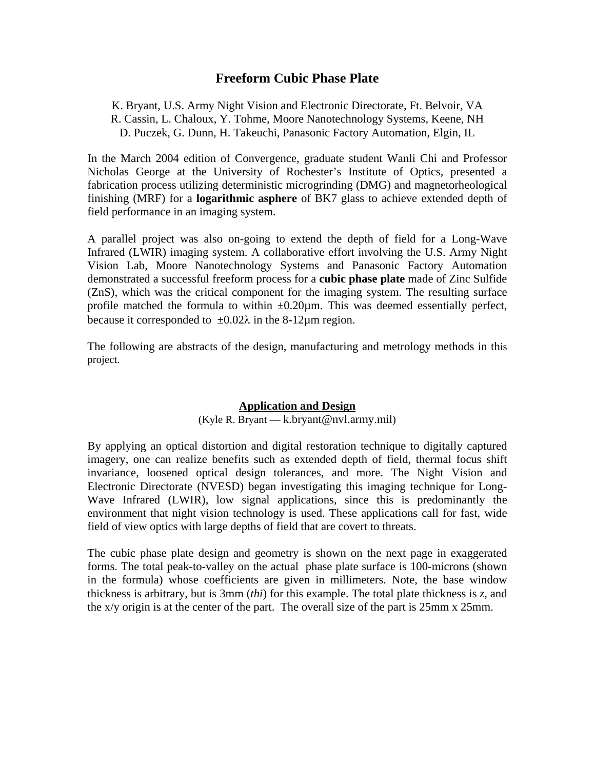# Freeform Cubic Phase Plate

K. Bryant, U.S. Army Night Vision and Electronic Directorate, Ft. Belvoir, VA
R. Cassin, L. Chaloux, Y. Tohme, Moore Nanotechnology Systems, Keene, NH
D. Puczek, G. Dunn, H. Takeuchi, Panasonic Factory Automation, Elgin, IL

In the March 2004 edition of Convergence, graduate student Wanli Chi and Professor Nicholas George at the University of Rochester's Institute of Optics, presented a fabrication process utilizing deterministic microgrinding (DMG) and magnetorheological finishing (MRF) for a **logarithmic asphere** of BK7 glass to achieve extended depth of field performance in an imaging system.

A parallel project was also on-going to extend the depth of field for a Long-Wave Infrared (LWIR) imaging system. A collaborative effort involving the U.S. Army Night Vision Lab, Moore Nanotechnology Systems and Panasonic Factory Automation demonstrated a successful freeform process for a **cubic phase plate** made of Zinc Sulfide (ZnS), which was the critical component for the imaging system. The resulting surface profile matched the formula to within $\pm 0.20\mu m$. This was deemed essentially perfect, because it corresponded to $\pm 0.02\lambda$ in the 8-12µm region.

The following are abstracts of the design, manufacturing and metrology methods in this project.

## Application and Design

(Kyle R. Bryant — k.bryant@nvl.army.mil)

By applying an optical distortion and digital restoration technique to digitally captured imagery, one can realize benefits such as extended depth of field, thermal focus shift invariance, loosened optical design tolerances, and more. The Night Vision and Electronic Directorate (NVESD) began investigating this imaging technique for Long-Wave Infrared (LWIR), low signal applications, since this is predominantly the environment that night vision technology is used. These applications call for fast, wide field of view optics with large depths of field that are covert to threats.

The cubic phase plate design and geometry is shown on the next page in exaggerated forms. The total peak-to-valley on the actual phase plate surface is 100-microns (shown in the formula) whose coefficients are given in millimeters. Note, the base window thickness is arbitrary, but is 3mm (*thi*) for this example. The total plate thickness is *z*, and the x/y origin is at the center of the part. The overall size of the part is 25mm x 25mm.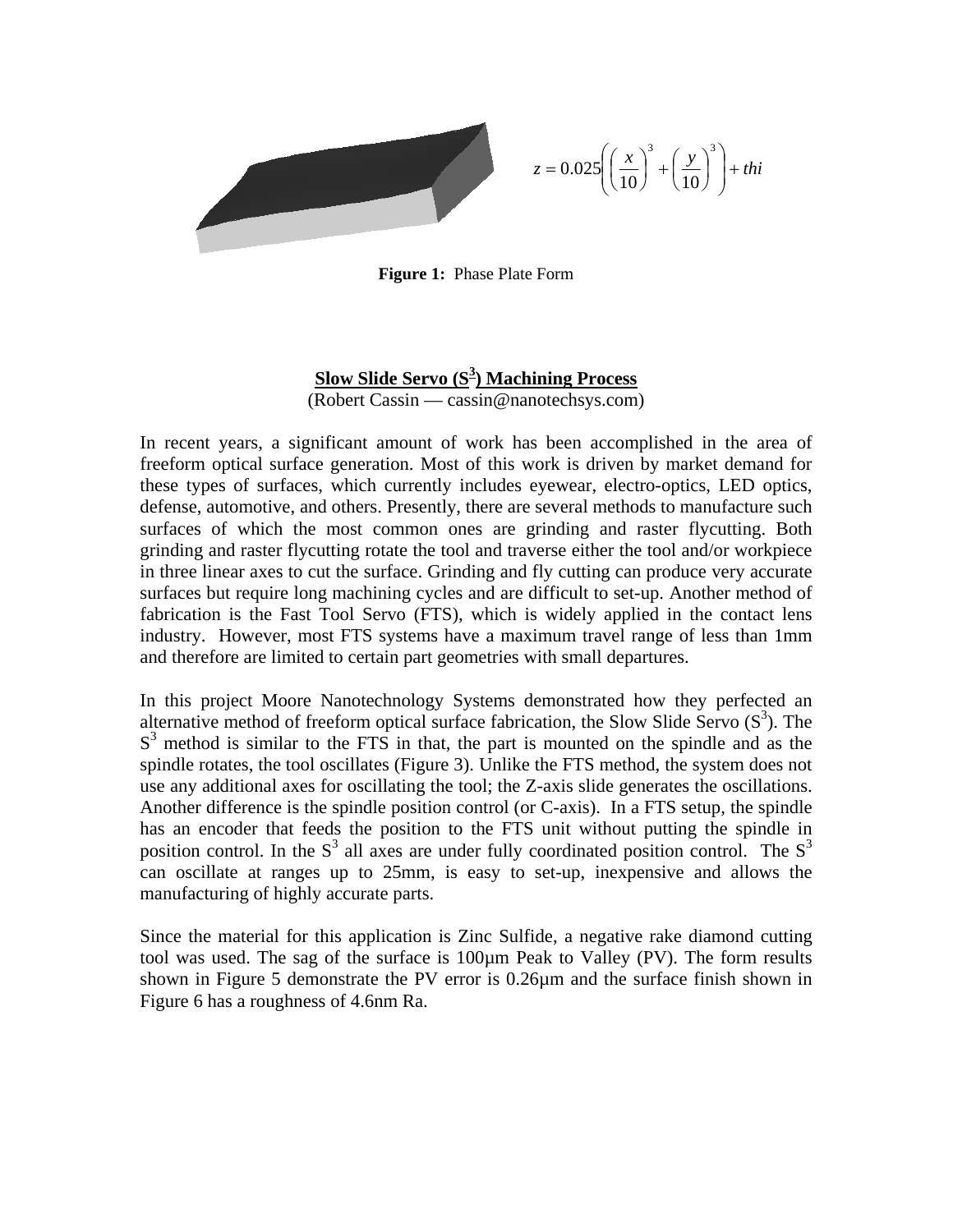$$z = 0.025\left(\left(\frac{x}{10}\right)^3 + \left(\frac{y}{10}\right)^3\right) + thi$$

**Figure 1:** Phase Plate Form

## Slow Slide Servo ($S^3$) Machining Process

(Robert Cassin — cassin@nanotechsys.com)

In recent years, a significant amount of work has been accomplished in the area of freeform optical surface generation. Most of this work is driven by market demand for these types of surfaces, which currently includes eyewear, electro-optics, LED optics, defense, automotive, and others. Presently, there are several methods to manufacture such surfaces of which the most common ones are grinding and raster flycutting. Both grinding and raster flycutting rotate the tool and traverse either the tool and/or workpiece in three linear axes to cut the surface. Grinding and fly cutting can produce very accurate surfaces but require long machining cycles and are difficult to set-up. Another method of fabrication is the Fast Tool Servo (FTS), which is widely applied in the contact lens industry. However, most FTS systems have a maximum travel range of less than 1mm and therefore are limited to certain part geometries with small departures.

In this project Moore Nanotechnology Systems demonstrated how they perfected an alternative method of freeform optical surface fabrication, the Slow Slide Servo ($S^3$). The $S^3$ method is similar to the FTS in that, the part is mounted on the spindle and as the spindle rotates, the tool oscillates (Figure 3). Unlike the FTS method, the system does not use any additional axes for oscillating the tool; the Z-axis slide generates the oscillations. Another difference is the spindle position control (or C-axis). In a FTS setup, the spindle has an encoder that feeds the position to the FTS unit without putting the spindle in position control. In the $S^3$ all axes are under fully coordinated position control. The $S^3$ can oscillate at ranges up to 25mm, is easy to set-up, inexpensive and allows the manufacturing of highly accurate parts.

Since the material for this application is Zinc Sulfide, a negative rake diamond cutting tool was used. The sag of the surface is 100μm Peak to Valley (PV). The form results shown in Figure 5 demonstrate the PV error is 0.26μm and the surface finish shown in Figure 6 has a roughness of 4.6nm Ra.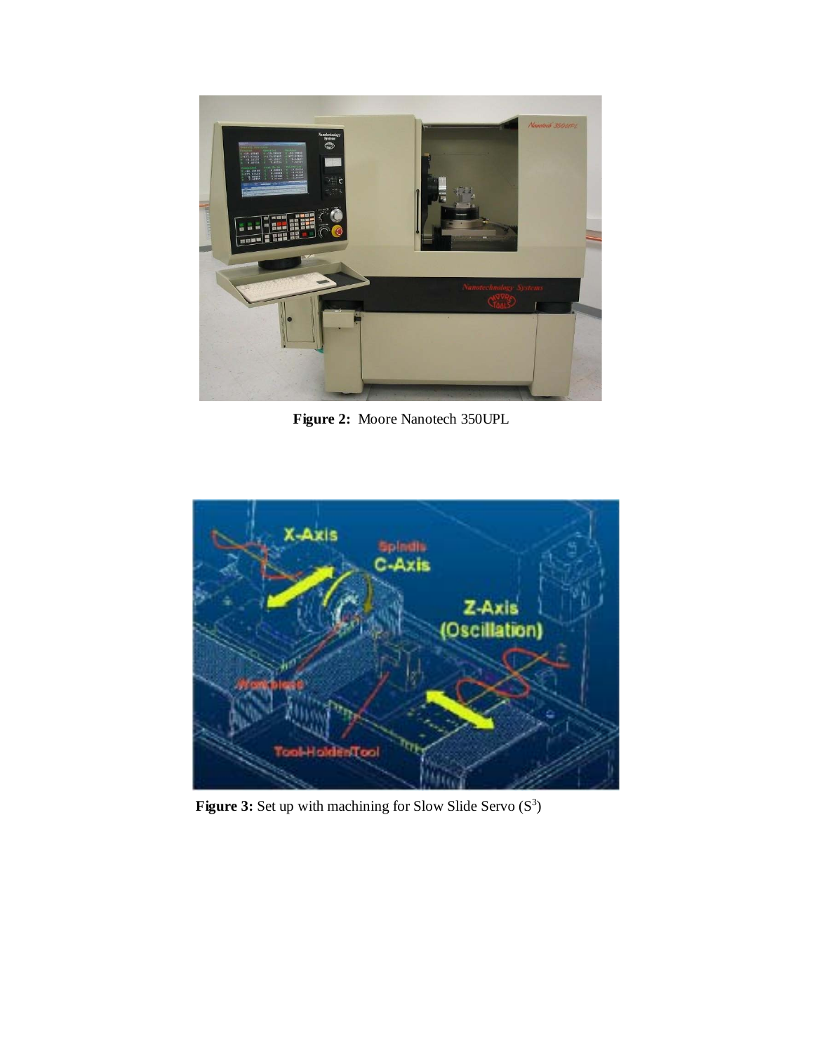**Figure 2:** Moore Nanotech 350UPL

**Figure 3:** Set up with machining for Slow Slide Servo ($S^3$)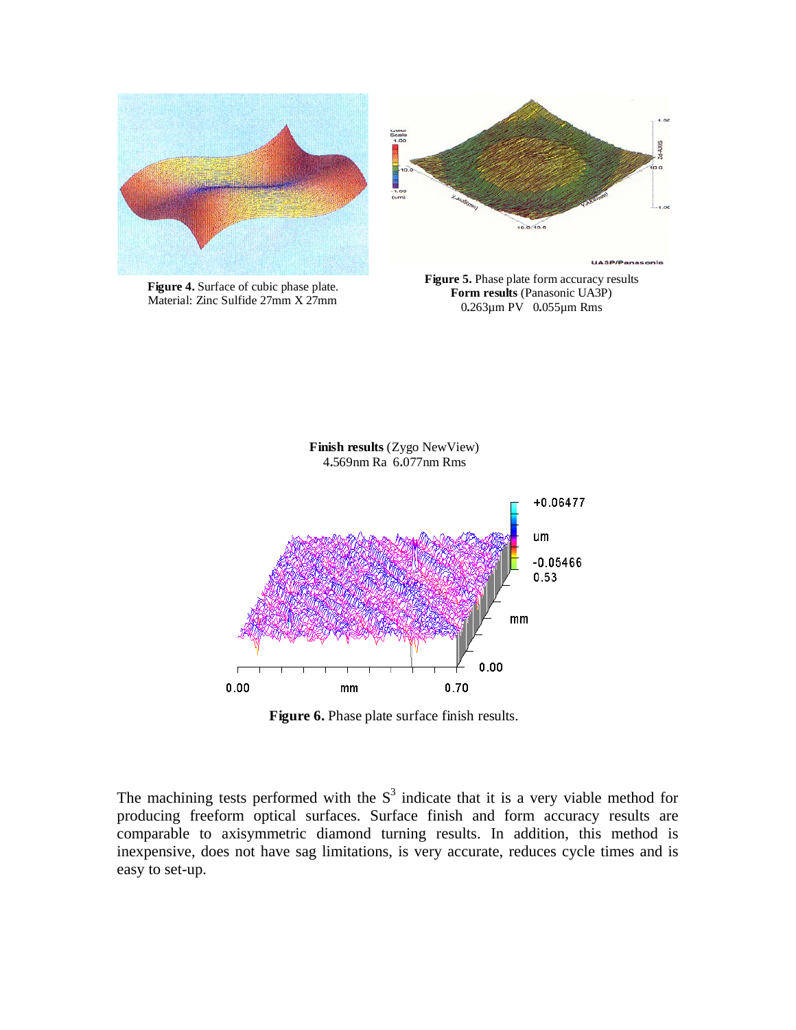**Figure 4.** Surface of cubic phase plate. Material: Zinc Sulfide 27mm X 27mm

**Figure 5.** Phase plate form accuracy results
**Form results** (Panasonic UA3P)
0.263µm PV 0.055µm Rms

**Finish results** (Zygo NewView)
4.569nm Ra 6.077nm Rms

**Figure 6.** Phase plate surface finish results.

The machining tests performed with the $S^3$ indicate that it is a very viable method for producing freeform optical surfaces. Surface finish and form accuracy results are comparable to axisymmetric diamond turning results. In addition, this method is inexpensive, does not have sag limitations, is very accurate, reduces cycle times and is easy to set-up.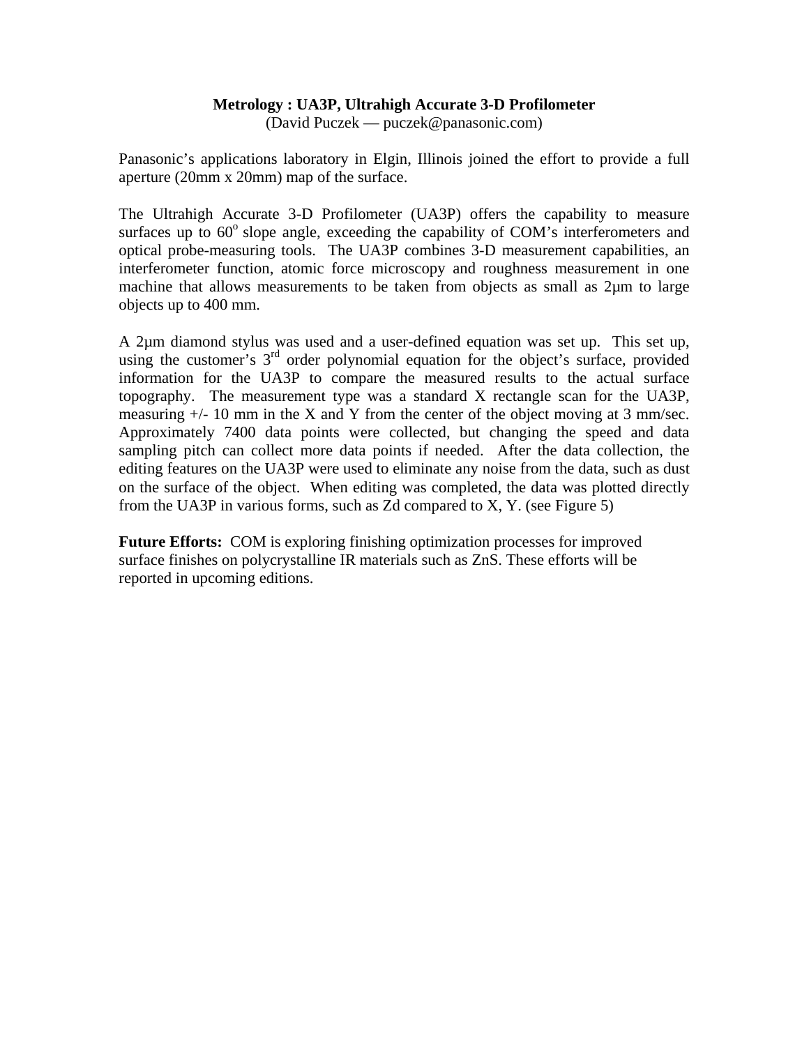**Metrology : UA3P, Ultrahigh Accurate 3-D Profilometer**
(David Puczek — puczek@panasonic.com)

Panasonic's applications laboratory in Elgin, Illinois joined the effort to provide a full aperture (20mm x 20mm) map of the surface.

The Ultrahigh Accurate 3-D Profilometer (UA3P) offers the capability to measure surfaces up to 60$^{o}$ slope angle, exceeding the capability of COM's interferometers and optical probe-measuring tools. The UA3P combines 3-D measurement capabilities, an interferometer function, atomic force microscopy and roughness measurement in one machine that allows measurements to be taken from objects as small as 2μm to large objects up to 400 mm.

A 2μm diamond stylus was used and a user-defined equation was set up. This set up, using the customer's 3$^{rd}$ order polynomial equation for the object's surface, provided information for the UA3P to compare the measured results to the actual surface topography. The measurement type was a standard X rectangle scan for the UA3P, measuring +/- 10 mm in the X and Y from the center of the object moving at 3 mm/sec. Approximately 7400 data points were collected, but changing the speed and data sampling pitch can collect more data points if needed. After the data collection, the editing features on the UA3P were used to eliminate any noise from the data, such as dust on the surface of the object. When editing was completed, the data was plotted directly from the UA3P in various forms, such as Zd compared to X, Y. (see Figure 5)

**Future Efforts:** COM is exploring finishing optimization processes for improved surface finishes on polycrystalline IR materials such as ZnS. These efforts will be reported in upcoming editions.